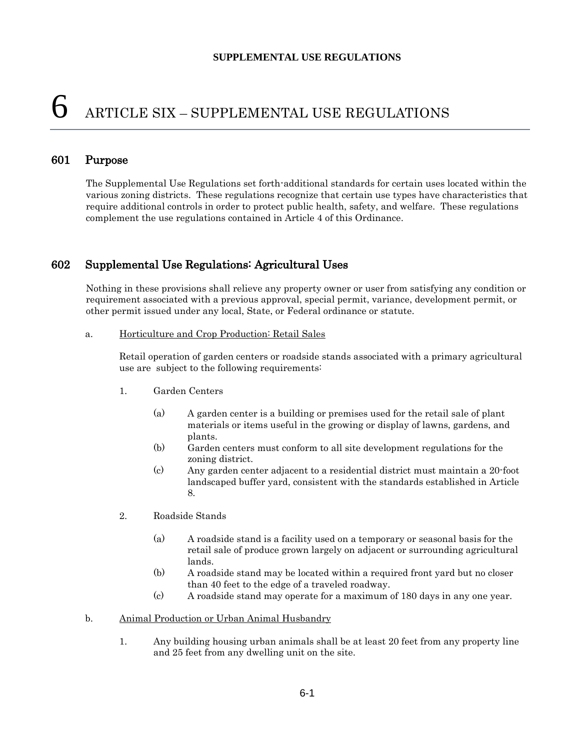# 6 ARTICLE SIX – SUPPLEMENTAL USE REGULATIONS

## 601 Purpose

The Supplemental Use Regulations set forth-additional standards for certain uses located within the various zoning districts. These regulations recognize that certain use types have characteristics that require additional controls in order to protect public health, safety, and welfare. These regulations complement the use regulations contained in Article 4 of this Ordinance.

## 602 Supplemental Use Regulations: Agricultural Uses

Nothing in these provisions shall relieve any property owner or user from satisfying any condition or requirement associated with a previous approval, special permit, variance, development permit, or other permit issued under any local, State, or Federal ordinance or statute.

a. <u>Horticulture and Crop Production: Retail Sales</u>

Retail operation of garden centers or roadside stands associated with a primary agricultural use are subject to the following requirements:

1. Garden Centers

   (a) A garden center is a building or premises used for the retail sale of plant materials or items useful in the growing or display of lawns, gardens, and plants.

   (b) Garden centers must conform to all site development regulations for the zoning district.

   (c) Any garden center adjacent to a residential district must maintain a 20-foot landscaped buffer yard, consistent with the standards established in Article 8.

2. Roadside Stands

   (a) A roadside stand is a facility used on a temporary or seasonal basis for the retail sale of produce grown largely on adjacent or surrounding agricultural lands.

   (b) A roadside stand may be located within a required front yard but no closer than 40 feet to the edge of a traveled roadway.

   (c) A roadside stand may operate for a maximum of 180 days in any one year.

b. <u>Animal Production or Urban Animal Husbandry</u>

1. Any building housing urban animals shall be at least 20 feet from any property line and 25 feet from any dwelling unit on the site.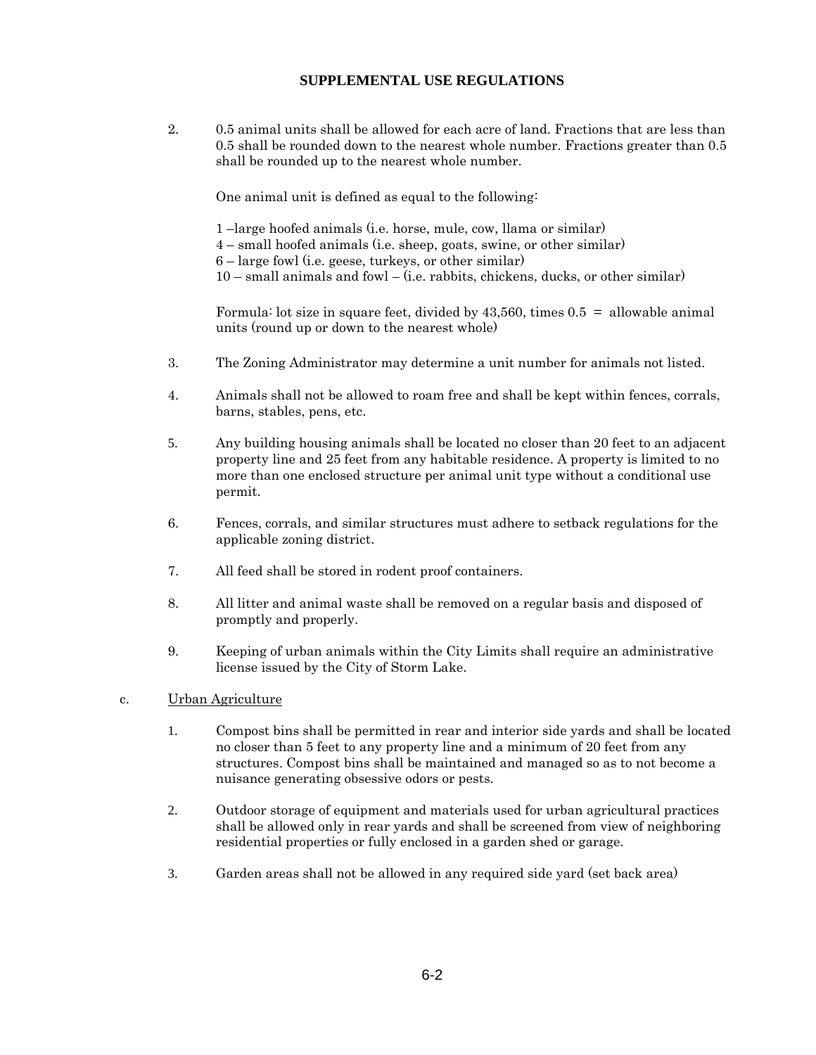# SUPPLEMENTAL USE REGULATIONS

2. 0.5 animal units shall be allowed for each acre of land. Fractions that are less than 0.5 shall be rounded down to the nearest whole number. Fractions greater than 0.5 shall be rounded up to the nearest whole number.

   One animal unit is defined as equal to the following:

   1 –large hoofed animals (i.e. horse, mule, cow, llama or similar)
   4 – small hoofed animals (i.e. sheep, goats, swine, or other similar)
   6 – large fowl (i.e. geese, turkeys, or other similar)
   10 – small animals and fowl – (i.e. rabbits, chickens, ducks, or other similar)

   Formula: lot size in square feet, divided by 43,560, times 0.5 = allowable animal units (round up or down to the nearest whole)

3. The Zoning Administrator may determine a unit number for animals not listed.

4. Animals shall not be allowed to roam free and shall be kept within fences, corrals, barns, stables, pens, etc.

5. Any building housing animals shall be located no closer than 20 feet to an adjacent property line and 25 feet from any habitable residence. A property is limited to no more than one enclosed structure per animal unit type without a conditional use permit.

6. Fences, corrals, and similar structures must adhere to setback regulations for the applicable zoning district.

7. All feed shall be stored in rodent proof containers.

8. All litter and animal waste shall be removed on a regular basis and disposed of promptly and properly.

9. Keeping of urban animals within the City Limits shall require an administrative license issued by the City of Storm Lake.

c. Urban Agriculture

1. Compost bins shall be permitted in rear and interior side yards and shall be located no closer than 5 feet to any property line and a minimum of 20 feet from any structures. Compost bins shall be maintained and managed so as to not become a nuisance generating obsessive odors or pests.

2. Outdoor storage of equipment and materials used for urban agricultural practices shall be allowed only in rear yards and shall be screened from view of neighboring residential properties or fully enclosed in a garden shed or garage.

3. Garden areas shall not be allowed in any required side yard (set back area)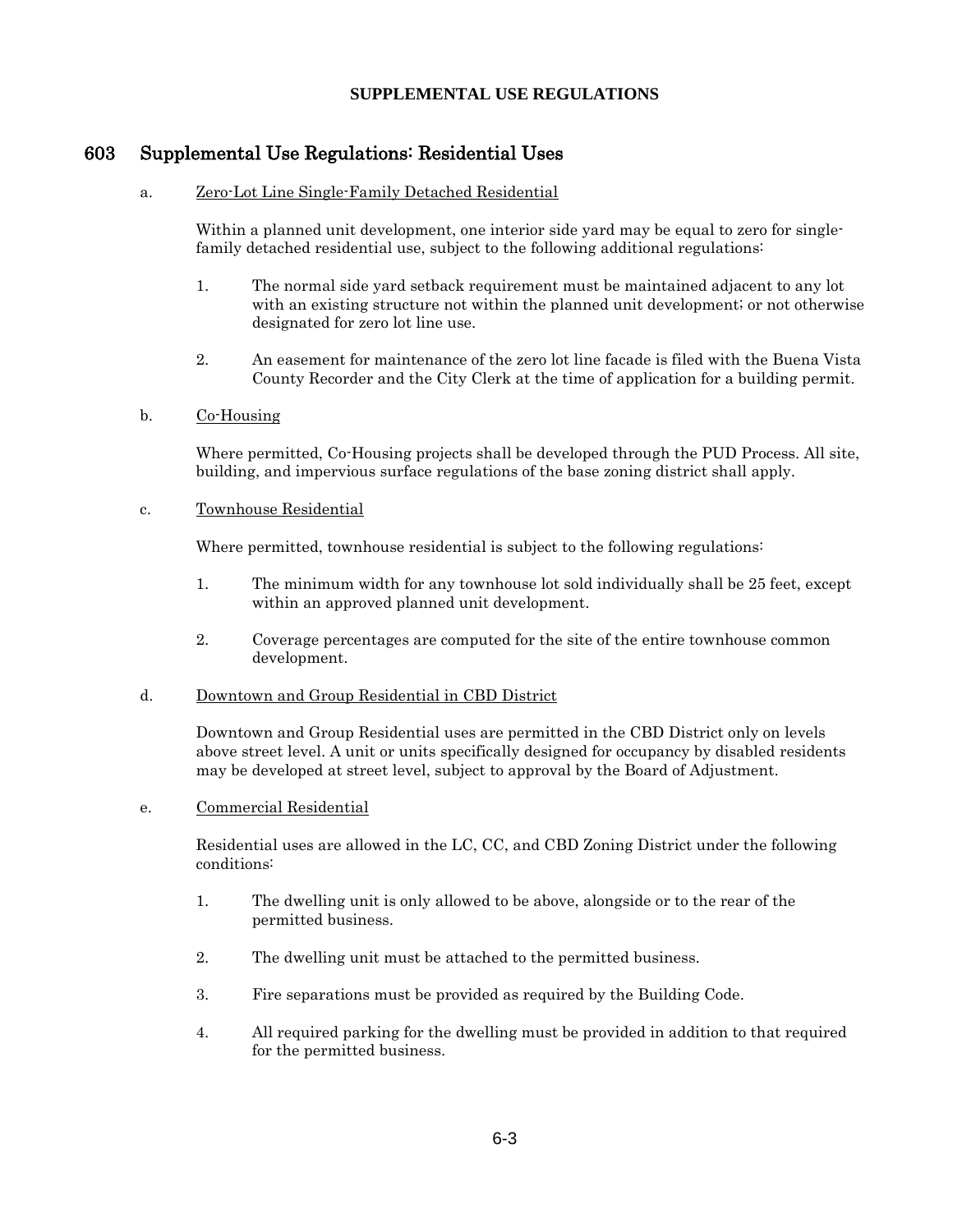## 603 Supplemental Use Regulations: Residential Uses

a. Zero-Lot Line Single-Family Detached Residential

Within a planned unit development, one interior side yard may be equal to zero for single-family detached residential use, subject to the following additional regulations:

1. The normal side yard setback requirement must be maintained adjacent to any lot with an existing structure not within the planned unit development; or not otherwise designated for zero lot line use.

2. An easement for maintenance of the zero lot line facade is filed with the Buena Vista County Recorder and the City Clerk at the time of application for a building permit.

b. Co-Housing

Where permitted, Co-Housing projects shall be developed through the PUD Process. All site, building, and impervious surface regulations of the base zoning district shall apply.

c. Townhouse Residential

Where permitted, townhouse residential is subject to the following regulations:

1. The minimum width for any townhouse lot sold individually shall be 25 feet, except within an approved planned unit development.

2. Coverage percentages are computed for the site of the entire townhouse common development.

d. Downtown and Group Residential in CBD District

Downtown and Group Residential uses are permitted in the CBD District only on levels above street level. A unit or units specifically designed for occupancy by disabled residents may be developed at street level, subject to approval by the Board of Adjustment.

e. Commercial Residential

Residential uses are allowed in the LC, CC, and CBD Zoning District under the following conditions:

1. The dwelling unit is only allowed to be above, alongside or to the rear of the permitted business.

2. The dwelling unit must be attached to the permitted business.

3. Fire separations must be provided as required by the Building Code.

4. All required parking for the dwelling must be provided in addition to that required for the permitted business.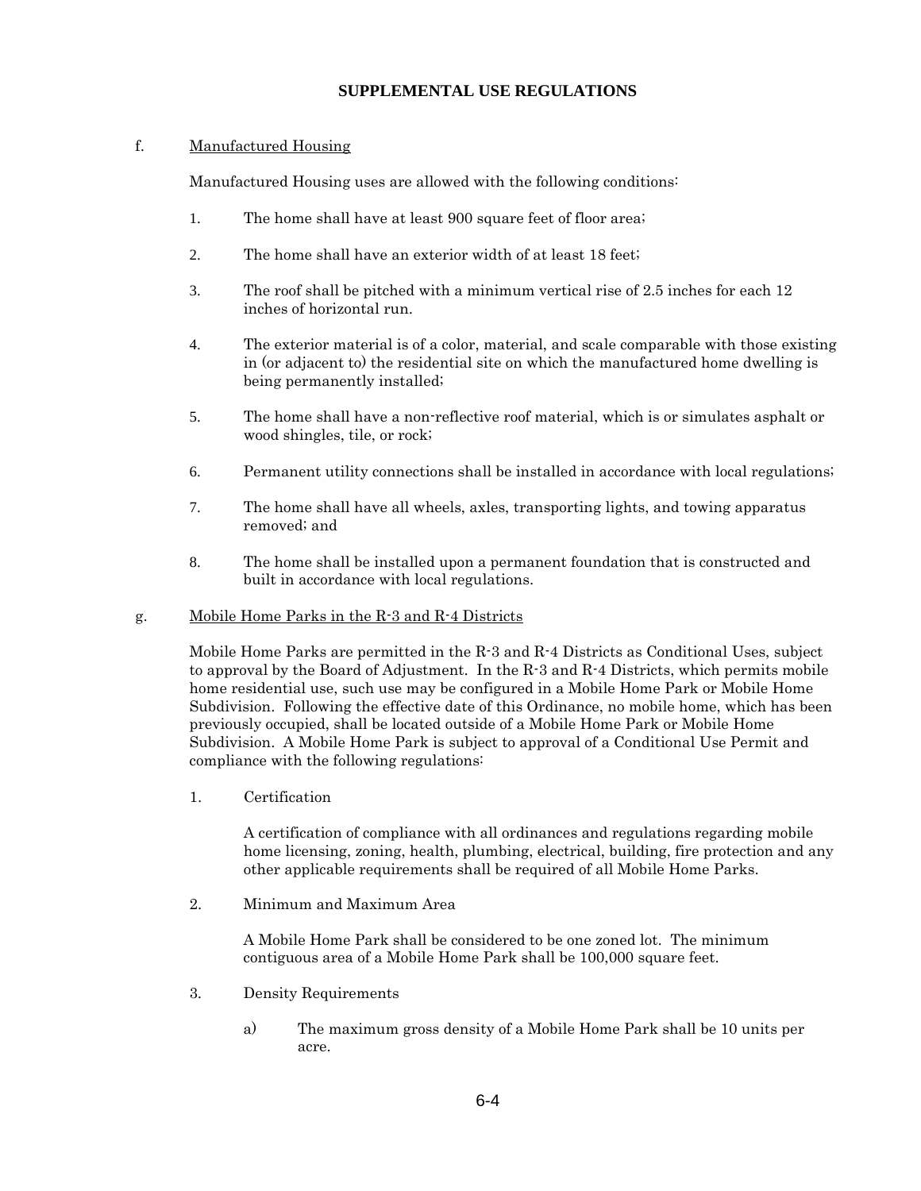## SUPPLEMENTAL USE REGULATIONS

f. Manufactured Housing

Manufactured Housing uses are allowed with the following conditions:

1. The home shall have at least 900 square feet of floor area;

2. The home shall have an exterior width of at least 18 feet;

3. The roof shall be pitched with a minimum vertical rise of 2.5 inches for each 12 inches of horizontal run.

4. The exterior material is of a color, material, and scale comparable with those existing in (or adjacent to) the residential site on which the manufactured home dwelling is being permanently installed;

5. The home shall have a non-reflective roof material, which is or simulates asphalt or wood shingles, tile, or rock;

6. Permanent utility connections shall be installed in accordance with local regulations;

7. The home shall have all wheels, axles, transporting lights, and towing apparatus removed; and

8. The home shall be installed upon a permanent foundation that is constructed and built in accordance with local regulations.

g. Mobile Home Parks in the R-3 and R-4 Districts

Mobile Home Parks are permitted in the R-3 and R-4 Districts as Conditional Uses, subject to approval by the Board of Adjustment. In the R-3 and R-4 Districts, which permits mobile home residential use, such use may be configured in a Mobile Home Park or Mobile Home Subdivision. Following the effective date of this Ordinance, no mobile home, which has been previously occupied, shall be located outside of a Mobile Home Park or Mobile Home Subdivision. A Mobile Home Park is subject to approval of a Conditional Use Permit and compliance with the following regulations:

1. Certification

   A certification of compliance with all ordinances and regulations regarding mobile home licensing, zoning, health, plumbing, electrical, building, fire protection and any other applicable requirements shall be required of all Mobile Home Parks.

2. Minimum and Maximum Area

   A Mobile Home Park shall be considered to be one zoned lot. The minimum contiguous area of a Mobile Home Park shall be 100,000 square feet.

3. Density Requirements

   a) The maximum gross density of a Mobile Home Park shall be 10 units per acre.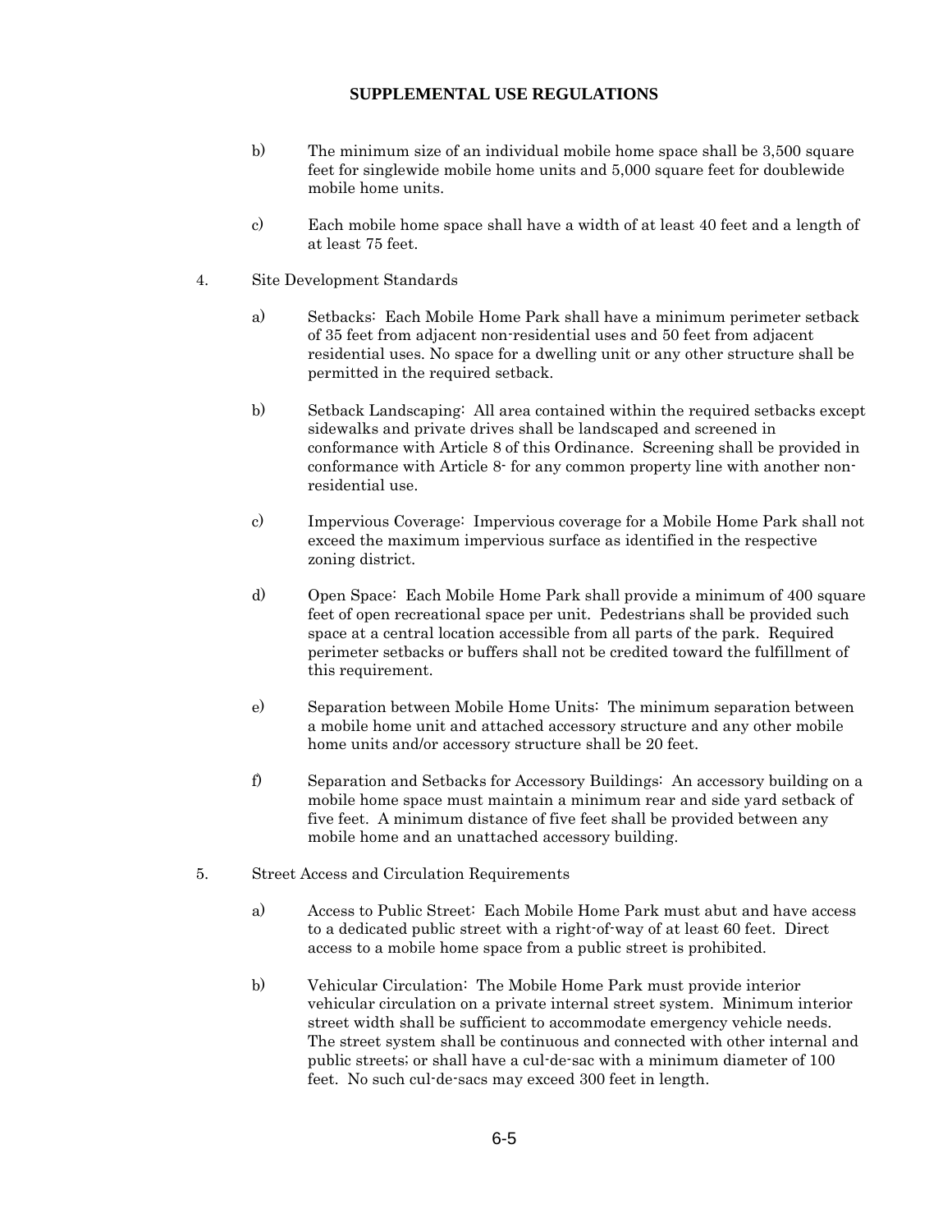**SUPPLEMENTAL USE REGULATIONS**

b) The minimum size of an individual mobile home space shall be 3,500 square feet for singlewide mobile home units and 5,000 square feet for doublewide mobile home units.

c) Each mobile home space shall have a width of at least 40 feet and a length of at least 75 feet.

4. Site Development Standards

a) Setbacks: Each Mobile Home Park shall have a minimum perimeter setback of 35 feet from adjacent non-residential uses and 50 feet from adjacent residential uses. No space for a dwelling unit or any other structure shall be permitted in the required setback.

b) Setback Landscaping: All area contained within the required setbacks except sidewalks and private drives shall be landscaped and screened in conformance with Article 8 of this Ordinance. Screening shall be provided in conformance with Article 8- for any common property line with another non-residential use.

c) Impervious Coverage: Impervious coverage for a Mobile Home Park shall not exceed the maximum impervious surface as identified in the respective zoning district.

d) Open Space: Each Mobile Home Park shall provide a minimum of 400 square feet of open recreational space per unit. Pedestrians shall be provided such space at a central location accessible from all parts of the park. Required perimeter setbacks or buffers shall not be credited toward the fulfillment of this requirement.

e) Separation between Mobile Home Units: The minimum separation between a mobile home unit and attached accessory structure and any other mobile home units and/or accessory structure shall be 20 feet.

f) Separation and Setbacks for Accessory Buildings: An accessory building on a mobile home space must maintain a minimum rear and side yard setback of five feet. A minimum distance of five feet shall be provided between any mobile home and an unattached accessory building.

5. Street Access and Circulation Requirements

a) Access to Public Street: Each Mobile Home Park must abut and have access to a dedicated public street with a right-of-way of at least 60 feet. Direct access to a mobile home space from a public street is prohibited.

b) Vehicular Circulation: The Mobile Home Park must provide interior vehicular circulation on a private internal street system. Minimum interior street width shall be sufficient to accommodate emergency vehicle needs. The street system shall be continuous and connected with other internal and public streets; or shall have a cul-de-sac with a minimum diameter of 100 feet. No such cul-de-sacs may exceed 300 feet in length.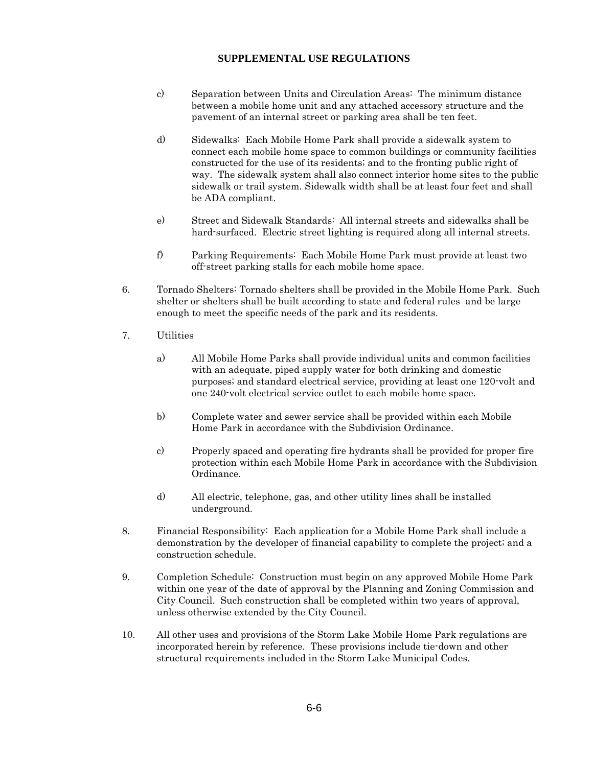## SUPPLEMENTAL USE REGULATIONS

c) Separation between Units and Circulation Areas: The minimum distance between a mobile home unit and any attached accessory structure and the pavement of an internal street or parking area shall be ten feet.

d) Sidewalks: Each Mobile Home Park shall provide a sidewalk system to connect each mobile home space to common buildings or community facilities constructed for the use of its residents; and to the fronting public right of way. The sidewalk system shall also connect interior home sites to the public sidewalk or trail system. Sidewalk width shall be at least four feet and shall be ADA compliant.

e) Street and Sidewalk Standards: All internal streets and sidewalks shall be hard-surfaced. Electric street lighting is required along all internal streets.

f) Parking Requirements: Each Mobile Home Park must provide at least two off-street parking stalls for each mobile home space.

6. Tornado Shelters: Tornado shelters shall be provided in the Mobile Home Park. Such shelter or shelters shall be built according to state and federal rules and be large enough to meet the specific needs of the park and its residents.

7. Utilities

   a) All Mobile Home Parks shall provide individual units and common facilities with an adequate, piped supply water for both drinking and domestic purposes; and standard electrical service, providing at least one 120-volt and one 240-volt electrical service outlet to each mobile home space.

   b) Complete water and sewer service shall be provided within each Mobile Home Park in accordance with the Subdivision Ordinance.

   c) Properly spaced and operating fire hydrants shall be provided for proper fire protection within each Mobile Home Park in accordance with the Subdivision Ordinance.

   d) All electric, telephone, gas, and other utility lines shall be installed underground.

8. Financial Responsibility: Each application for a Mobile Home Park shall include a demonstration by the developer of financial capability to complete the project; and a construction schedule.

9. Completion Schedule: Construction must begin on any approved Mobile Home Park within one year of the date of approval by the Planning and Zoning Commission and City Council. Such construction shall be completed within two years of approval, unless otherwise extended by the City Council.

10. All other uses and provisions of the Storm Lake Mobile Home Park regulations are incorporated herein by reference. These provisions include tie-down and other structural requirements included in the Storm Lake Municipal Codes.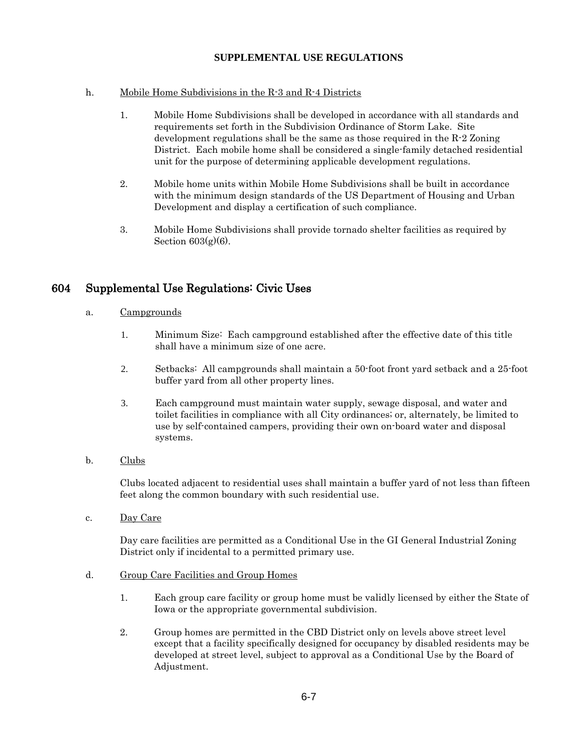h. Mobile Home Subdivisions in the R-3 and R-4 Districts

1. Mobile Home Subdivisions shall be developed in accordance with all standards and requirements set forth in the Subdivision Ordinance of Storm Lake. Site development regulations shall be the same as those required in the R-2 Zoning District. Each mobile home shall be considered a single-family detached residential unit for the purpose of determining applicable development regulations.

2. Mobile home units within Mobile Home Subdivisions shall be built in accordance with the minimum design standards of the US Department of Housing and Urban Development and display a certification of such compliance.

3. Mobile Home Subdivisions shall provide tornado shelter facilities as required by Section 603(g)(6).

## 604 Supplemental Use Regulations: Civic Uses

a. Campgrounds

1. Minimum Size: Each campground established after the effective date of this title shall have a minimum size of one acre.

2. Setbacks: All campgrounds shall maintain a 50-foot front yard setback and a 25-foot buffer yard from all other property lines.

3. Each campground must maintain water supply, sewage disposal, and water and toilet facilities in compliance with all City ordinances; or, alternately, be limited to use by self-contained campers, providing their own on-board water and disposal systems.

b. Clubs

Clubs located adjacent to residential uses shall maintain a buffer yard of not less than fifteen feet along the common boundary with such residential use.

c. Day Care

Day care facilities are permitted as a Conditional Use in the GI General Industrial Zoning District only if incidental to a permitted primary use.

d. Group Care Facilities and Group Homes

1. Each group care facility or group home must be validly licensed by either the State of Iowa or the appropriate governmental subdivision.

2. Group homes are permitted in the CBD District only on levels above street level except that a facility specifically designed for occupancy by disabled residents may be developed at street level, subject to approval as a Conditional Use by the Board of Adjustment.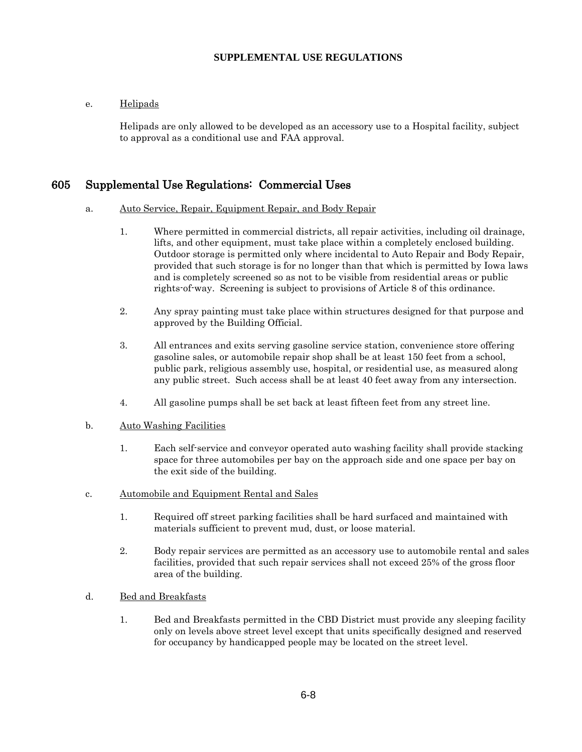e. Helipads

Helipads are only allowed to be developed as an accessory use to a Hospital facility, subject to approval as a conditional use and FAA approval.

## 605 Supplemental Use Regulations: Commercial Uses

a. Auto Service, Repair, Equipment Repair, and Body Repair

1. Where permitted in commercial districts, all repair activities, including oil drainage, lifts, and other equipment, must take place within a completely enclosed building. Outdoor storage is permitted only where incidental to Auto Repair and Body Repair, provided that such storage is for no longer than that which is permitted by Iowa laws and is completely screened so as not to be visible from residential areas or public rights-of-way. Screening is subject to provisions of Article 8 of this ordinance.

2. Any spray painting must take place within structures designed for that purpose and approved by the Building Official.

3. All entrances and exits serving gasoline service station, convenience store offering gasoline sales, or automobile repair shop shall be at least 150 feet from a school, public park, religious assembly use, hospital, or residential use, as measured along any public street. Such access shall be at least 40 feet away from any intersection.

4. All gasoline pumps shall be set back at least fifteen feet from any street line.

b. Auto Washing Facilities

1. Each self-service and conveyor operated auto washing facility shall provide stacking space for three automobiles per bay on the approach side and one space per bay on the exit side of the building.

c. Automobile and Equipment Rental and Sales

1. Required off street parking facilities shall be hard surfaced and maintained with materials sufficient to prevent mud, dust, or loose material.

2. Body repair services are permitted as an accessory use to automobile rental and sales facilities, provided that such repair services shall not exceed 25% of the gross floor area of the building.

d. Bed and Breakfasts

1. Bed and Breakfasts permitted in the CBD District must provide any sleeping facility only on levels above street level except that units specifically designed and reserved for occupancy by handicapped people may be located on the street level.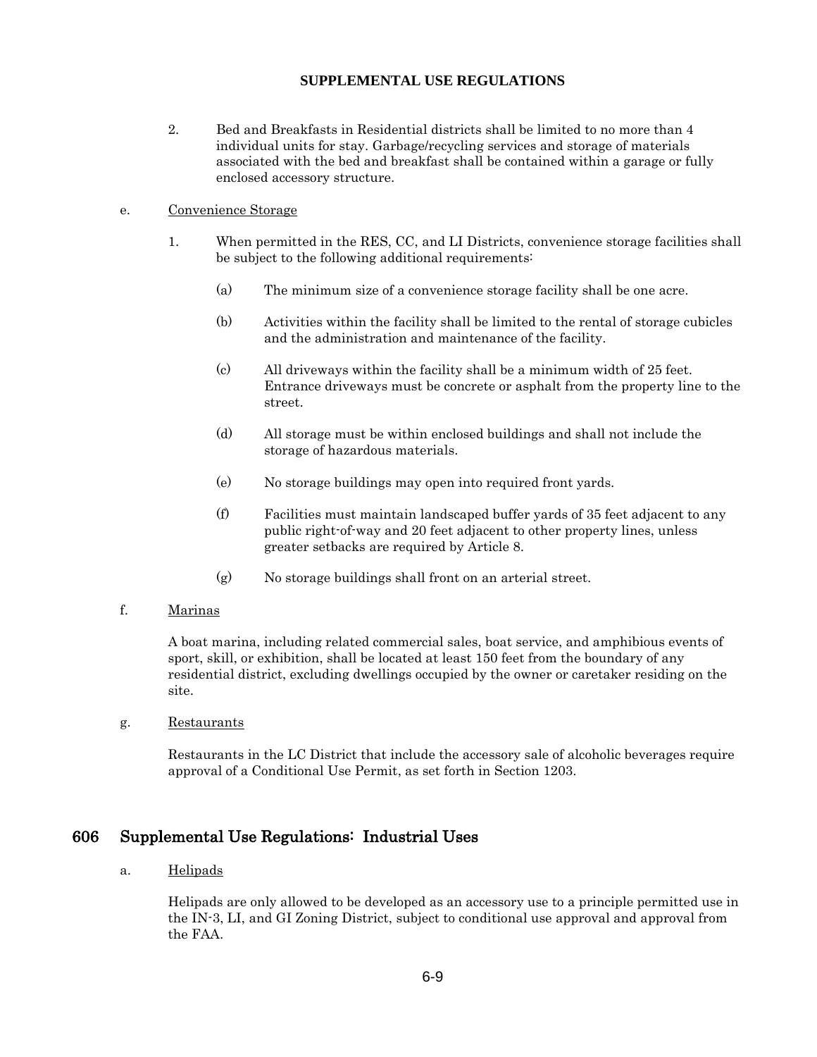2. Bed and Breakfasts in Residential districts shall be limited to no more than 4 individual units for stay. Garbage/recycling services and storage of materials associated with the bed and breakfast shall be contained within a garage or fully enclosed accessory structure.

e. Convenience Storage

1. When permitted in the RES, CC, and LI Districts, convenience storage facilities shall be subject to the following additional requirements:

   (a) The minimum size of a convenience storage facility shall be one acre.

   (b) Activities within the facility shall be limited to the rental of storage cubicles and the administration and maintenance of the facility.

   (c) All driveways within the facility shall be a minimum width of 25 feet. Entrance driveways must be concrete or asphalt from the property line to the street.

   (d) All storage must be within enclosed buildings and shall not include the storage of hazardous materials.

   (e) No storage buildings may open into required front yards.

   (f) Facilities must maintain landscaped buffer yards of 35 feet adjacent to any public right-of-way and 20 feet adjacent to other property lines, unless greater setbacks are required by Article 8.

   (g) No storage buildings shall front on an arterial street.

f. Marinas

A boat marina, including related commercial sales, boat service, and amphibious events of sport, skill, or exhibition, shall be located at least 150 feet from the boundary of any residential district, excluding dwellings occupied by the owner or caretaker residing on the site.

g. Restaurants

Restaurants in the LC District that include the accessory sale of alcoholic beverages require approval of a Conditional Use Permit, as set forth in Section 1203.

## 606 Supplemental Use Regulations: Industrial Uses

a. Helipads

Helipads are only allowed to be developed as an accessory use to a principle permitted use in the IN-3, LI, and GI Zoning District, subject to conditional use approval and approval from the FAA.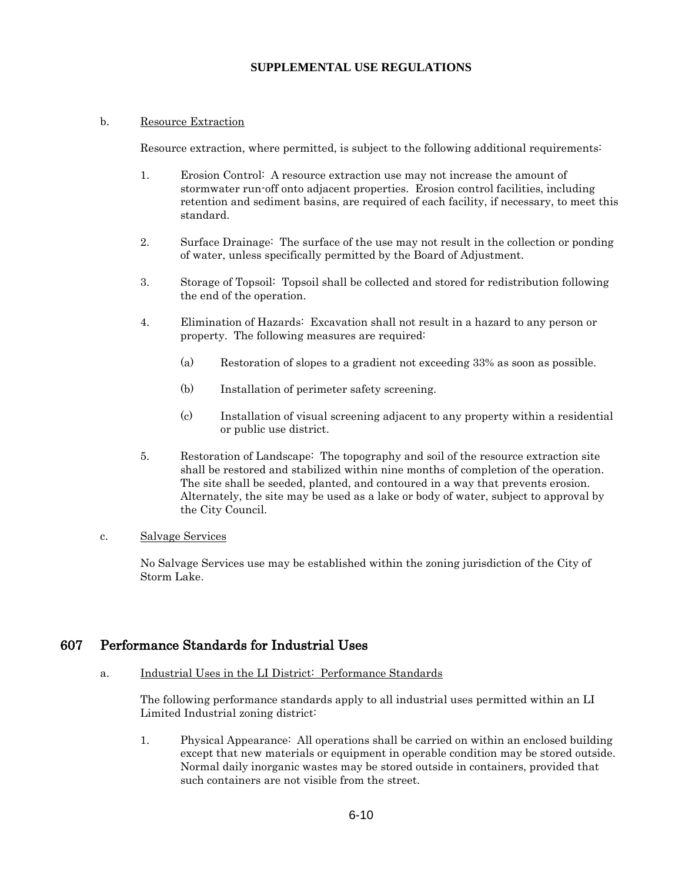b. <u>Resource Extraction</u>

Resource extraction, where permitted, is subject to the following additional requirements:

1. Erosion Control: A resource extraction use may not increase the amount of stormwater run-off onto adjacent properties. Erosion control facilities, including retention and sediment basins, are required of each facility, if necessary, to meet this standard.

2. Surface Drainage: The surface of the use may not result in the collection or ponding of water, unless specifically permitted by the Board of Adjustment.

3. Storage of Topsoil: Topsoil shall be collected and stored for redistribution following the end of the operation.

4. Elimination of Hazards: Excavation shall not result in a hazard to any person or property. The following measures are required:

   (a) Restoration of slopes to a gradient not exceeding 33% as soon as possible.

   (b) Installation of perimeter safety screening.

   (c) Installation of visual screening adjacent to any property within a residential or public use district.

5. Restoration of Landscape: The topography and soil of the resource extraction site shall be restored and stabilized within nine months of completion of the operation. The site shall be seeded, planted, and contoured in a way that prevents erosion. Alternately, the site may be used as a lake or body of water, subject to approval by the City Council.

c. <u>Salvage Services</u>

No Salvage Services use may be established within the zoning jurisdiction of the City of Storm Lake.

## 607 Performance Standards for Industrial Uses

a. <u>Industrial Uses in the LI District: Performance Standards</u>

The following performance standards apply to all industrial uses permitted within an LI Limited Industrial zoning district:

1. Physical Appearance: All operations shall be carried on within an enclosed building except that new materials or equipment in operable condition may be stored outside. Normal daily inorganic wastes may be stored outside in containers, provided that such containers are not visible from the street.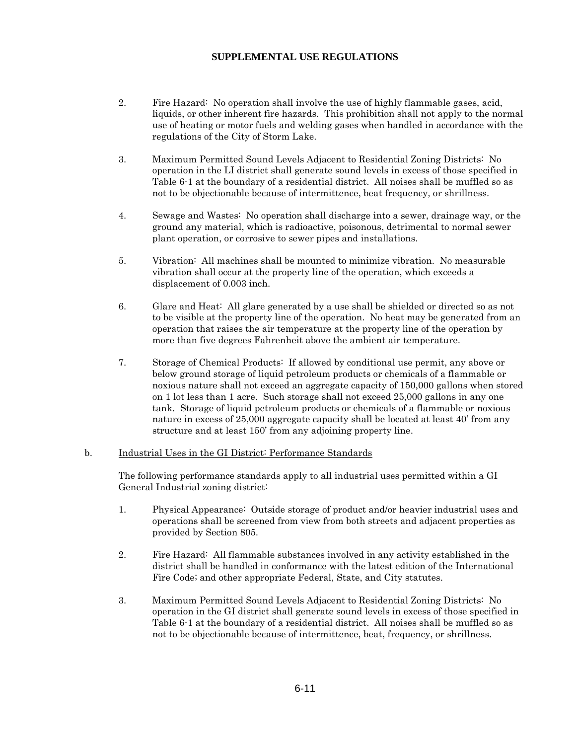2. Fire Hazard: No operation shall involve the use of highly flammable gases, acid, liquids, or other inherent fire hazards. This prohibition shall not apply to the normal use of heating or motor fuels and welding gases when handled in accordance with the regulations of the City of Storm Lake.

3. Maximum Permitted Sound Levels Adjacent to Residential Zoning Districts: No operation in the LI district shall generate sound levels in excess of those specified in Table 6-1 at the boundary of a residential district. All noises shall be muffled so as not to be objectionable because of intermittence, beat frequency, or shrillness.

4. Sewage and Wastes: No operation shall discharge into a sewer, drainage way, or the ground any material, which is radioactive, poisonous, detrimental to normal sewer plant operation, or corrosive to sewer pipes and installations.

5. Vibration: All machines shall be mounted to minimize vibration. No measurable vibration shall occur at the property line of the operation, which exceeds a displacement of 0.003 inch.

6. Glare and Heat: All glare generated by a use shall be shielded or directed so as not to be visible at the property line of the operation. No heat may be generated from an operation that raises the air temperature at the property line of the operation by more than five degrees Fahrenheit above the ambient air temperature.

7. Storage of Chemical Products: If allowed by conditional use permit, any above or below ground storage of liquid petroleum products or chemicals of a flammable or noxious nature shall not exceed an aggregate capacity of 150,000 gallons when stored on 1 lot less than 1 acre. Such storage shall not exceed 25,000 gallons in any one tank. Storage of liquid petroleum products or chemicals of a flammable or noxious nature in excess of 25,000 aggregate capacity shall be located at least 40' from any structure and at least 150' from any adjoining property line.

b. Industrial Uses in the GI District: Performance Standards

The following performance standards apply to all industrial uses permitted within a GI General Industrial zoning district:

1. Physical Appearance: Outside storage of product and/or heavier industrial uses and operations shall be screened from view from both streets and adjacent properties as provided by Section 805.

2. Fire Hazard: All flammable substances involved in any activity established in the district shall be handled in conformance with the latest edition of the International Fire Code; and other appropriate Federal, State, and City statutes.

3. Maximum Permitted Sound Levels Adjacent to Residential Zoning Districts: No operation in the GI district shall generate sound levels in excess of those specified in Table 6-1 at the boundary of a residential district. All noises shall be muffled so as not to be objectionable because of intermittence, beat, frequency, or shrillness.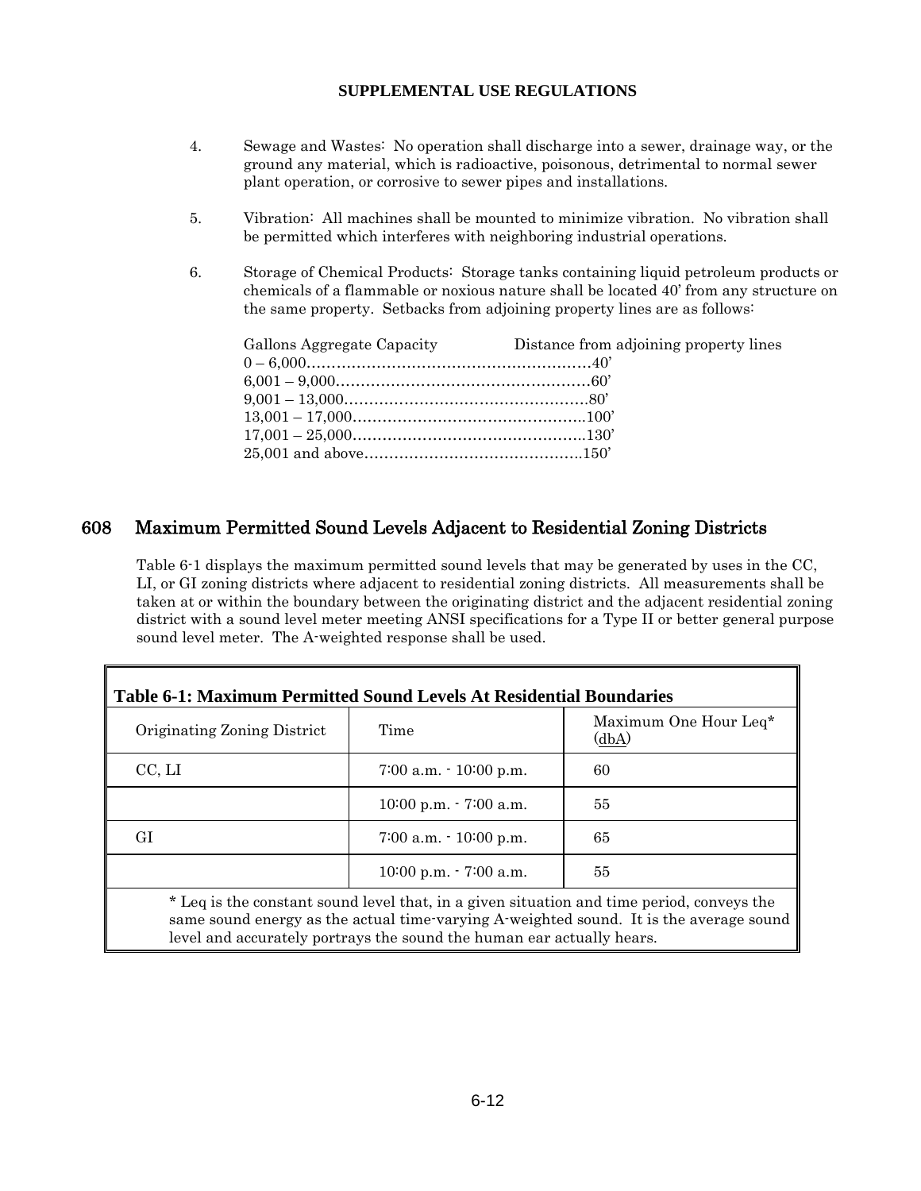4. Sewage and Wastes: No operation shall discharge into a sewer, drainage way, or the ground any material, which is radioactive, poisonous, detrimental to normal sewer plant operation, or corrosive to sewer pipes and installations.

5. Vibration: All machines shall be mounted to minimize vibration. No vibration shall be permitted which interferes with neighboring industrial operations.

6. Storage of Chemical Products: Storage tanks containing liquid petroleum products or chemicals of a flammable or noxious nature shall be located 40' from any structure on the same property. Setbacks from adjoining property lines are as follows:

| Gallons Aggregate Capacity | Distance from adjoining property lines |
|---|---|
| 0 – 6,000 | 40' |
| 6,001 – 9,000 | 60' |
| 9,001 – 13,000 | 80' |
| 13,001 – 17,000 | 100' |
| 17,001 – 25,000 | 130' |
| 25,001 and above | 150' |

## 608 Maximum Permitted Sound Levels Adjacent to Residential Zoning Districts

Table 6-1 displays the maximum permitted sound levels that may be generated by uses in the CC, LI, or GI zoning districts where adjacent to residential zoning districts. All measurements shall be taken at or within the boundary between the originating district and the adjacent residential zoning district with a sound level meter meeting ANSI specifications for a Type II or better general purpose sound level meter. The A-weighted response shall be used.

**Table 6-1: Maximum Permitted Sound Levels At Residential Boundaries**

| Originating Zoning District | Time | Maximum One Hour Leq* (dbA) |
|---|---|---|
| CC, LI | 7:00 a.m. - 10:00 p.m. | 60 |
| | 10:00 p.m. - 7:00 a.m. | 55 |
| GI | 7:00 a.m. - 10:00 p.m. | 65 |
| | 10:00 p.m. - 7:00 a.m. | 55 |

* Leq is the constant sound level that, in a given situation and time period, conveys the same sound energy as the actual time-varying A-weighted sound. It is the average sound level and accurately portrays the sound the human ear actually hears.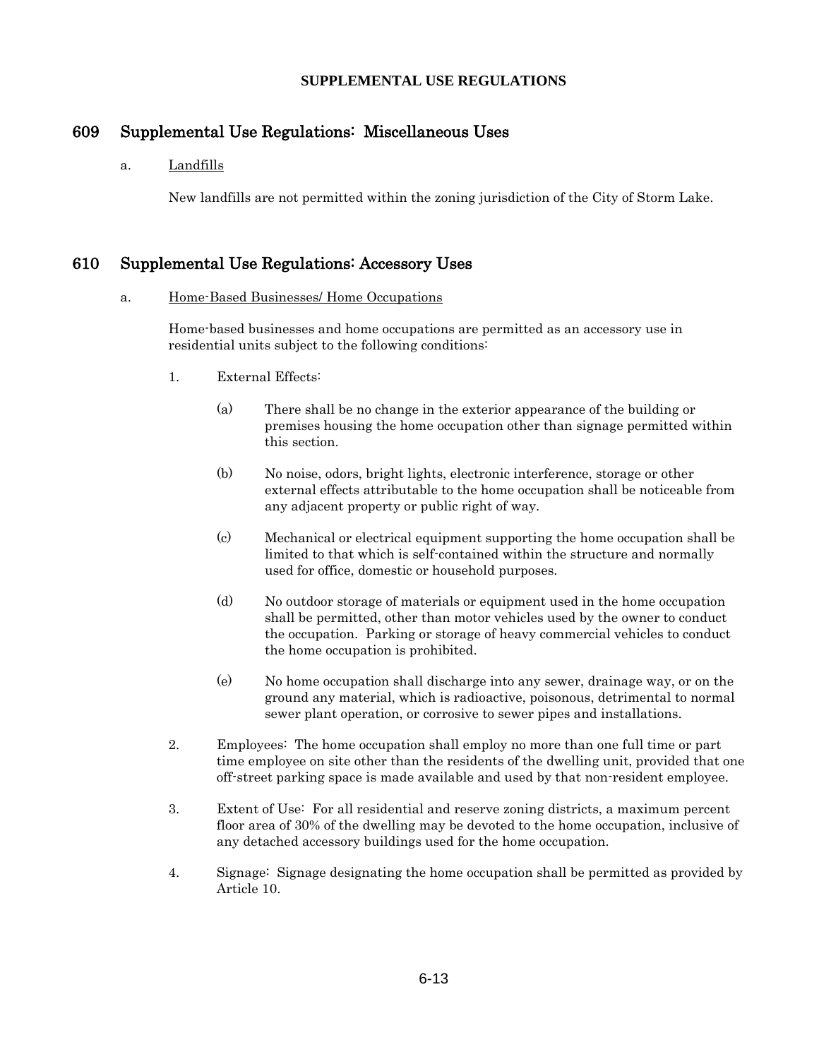**SUPPLEMENTAL USE REGULATIONS**

## 609 Supplemental Use Regulations: Miscellaneous Uses

a. Landfills

New landfills are not permitted within the zoning jurisdiction of the City of Storm Lake.

## 610 Supplemental Use Regulations: Accessory Uses

a. Home-Based Businesses/ Home Occupations

Home-based businesses and home occupations are permitted as an accessory use in residential units subject to the following conditions:

1. External Effects:

    (a) There shall be no change in the exterior appearance of the building or premises housing the home occupation other than signage permitted within this section.

    (b) No noise, odors, bright lights, electronic interference, storage or other external effects attributable to the home occupation shall be noticeable from any adjacent property or public right of way.

    (c) Mechanical or electrical equipment supporting the home occupation shall be limited to that which is self-contained within the structure and normally used for office, domestic or household purposes.

    (d) No outdoor storage of materials or equipment used in the home occupation shall be permitted, other than motor vehicles used by the owner to conduct the occupation. Parking or storage of heavy commercial vehicles to conduct the home occupation is prohibited.

    (e) No home occupation shall discharge into any sewer, drainage way, or on the ground any material, which is radioactive, poisonous, detrimental to normal sewer plant operation, or corrosive to sewer pipes and installations.

2. Employees: The home occupation shall employ no more than one full time or part time employee on site other than the residents of the dwelling unit, provided that one off-street parking space is made available and used by that non-resident employee.

3. Extent of Use: For all residential and reserve zoning districts, a maximum percent floor area of 30% of the dwelling may be devoted to the home occupation, inclusive of any detached accessory buildings used for the home occupation.

4. Signage: Signage designating the home occupation shall be permitted as provided by Article 10.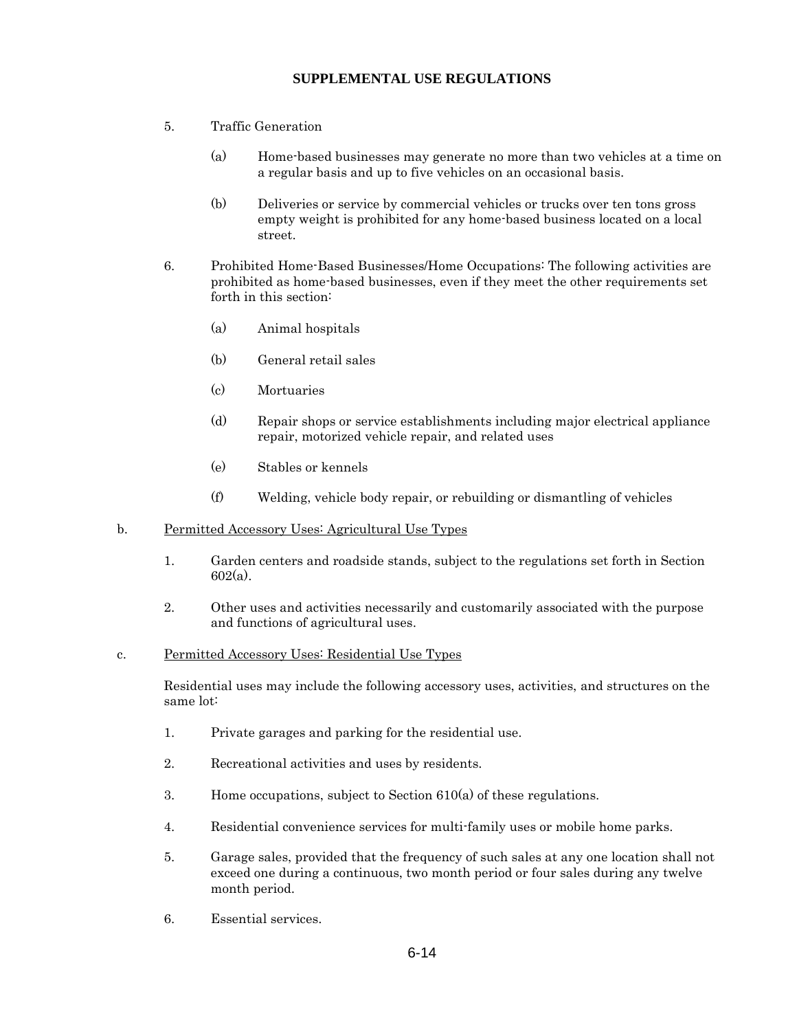## SUPPLEMENTAL USE REGULATIONS

5. Traffic Generation

   (a) Home-based businesses may generate no more than two vehicles at a time on a regular basis and up to five vehicles on an occasional basis.

   (b) Deliveries or service by commercial vehicles or trucks over ten tons gross empty weight is prohibited for any home-based business located on a local street.

6. Prohibited Home-Based Businesses/Home Occupations: The following activities are prohibited as home-based businesses, even if they meet the other requirements set forth in this section:

   (a) Animal hospitals

   (b) General retail sales

   (c) Mortuaries

   (d) Repair shops or service establishments including major electrical appliance repair, motorized vehicle repair, and related uses

   (e) Stables or kennels

   (f) Welding, vehicle body repair, or rebuilding or dismantling of vehicles

b. Permitted Accessory Uses: Agricultural Use Types

1. Garden centers and roadside stands, subject to the regulations set forth in Section 602(a).

2. Other uses and activities necessarily and customarily associated with the purpose and functions of agricultural uses.

c. Permitted Accessory Uses: Residential Use Types

Residential uses may include the following accessory uses, activities, and structures on the same lot:

1. Private garages and parking for the residential use.

2. Recreational activities and uses by residents.

3. Home occupations, subject to Section 610(a) of these regulations.

4. Residential convenience services for multi-family uses or mobile home parks.

5. Garage sales, provided that the frequency of such sales at any one location shall not exceed one during a continuous, two month period or four sales during any twelve month period.

6. Essential services.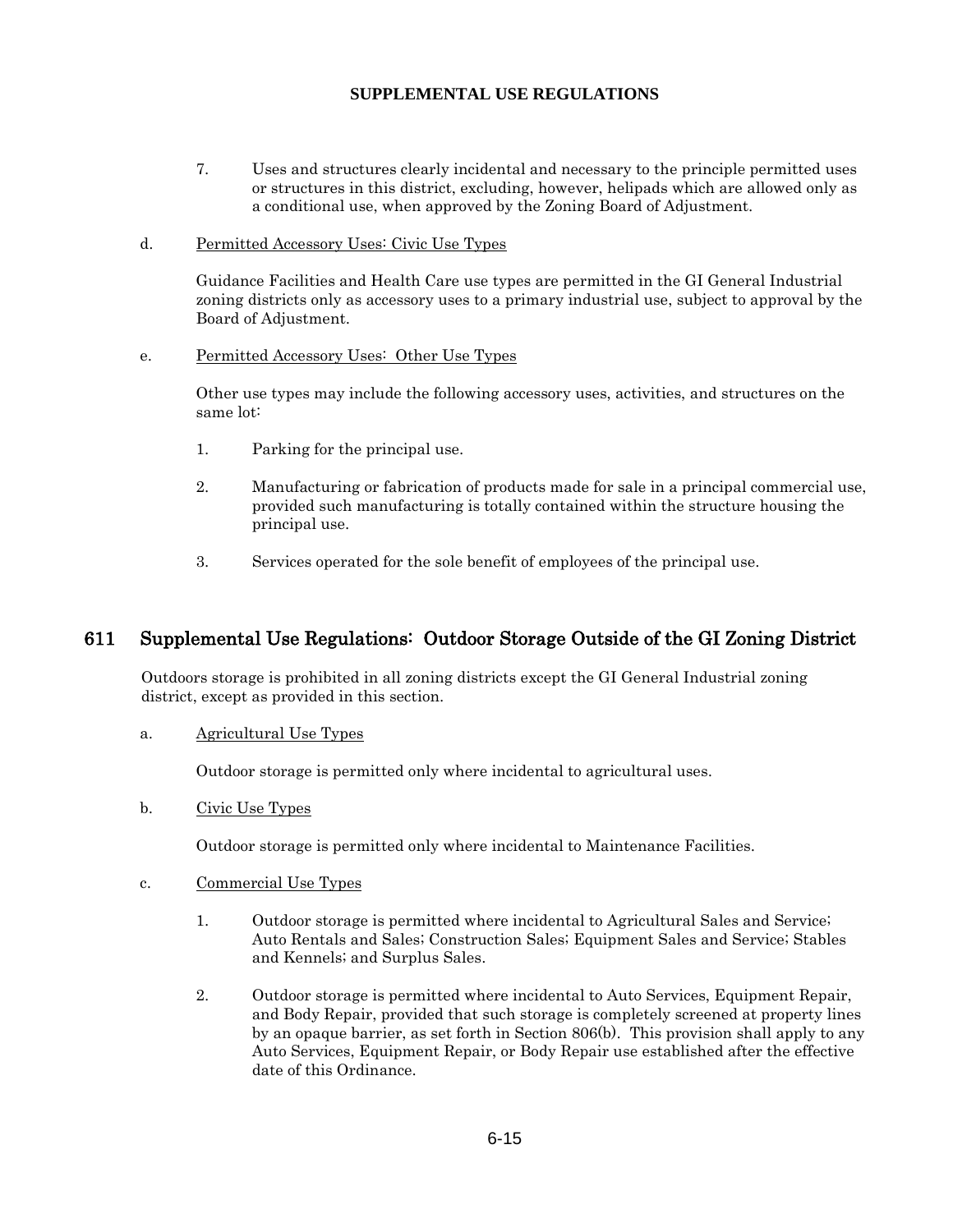7. Uses and structures clearly incidental and necessary to the principle permitted uses or structures in this district, excluding, however, helipads which are allowed only as a conditional use, when approved by the Zoning Board of Adjustment.

d. Permitted Accessory Uses: Civic Use Types

Guidance Facilities and Health Care use types are permitted in the GI General Industrial zoning districts only as accessory uses to a primary industrial use, subject to approval by the Board of Adjustment.

e. Permitted Accessory Uses: Other Use Types

Other use types may include the following accessory uses, activities, and structures on the same lot:

1. Parking for the principal use.

2. Manufacturing or fabrication of products made for sale in a principal commercial use, provided such manufacturing is totally contained within the structure housing the principal use.

3. Services operated for the sole benefit of employees of the principal use.

## 611 Supplemental Use Regulations: Outdoor Storage Outside of the GI Zoning District

Outdoors storage is prohibited in all zoning districts except the GI General Industrial zoning district, except as provided in this section.

a. Agricultural Use Types

Outdoor storage is permitted only where incidental to agricultural uses.

b. Civic Use Types

Outdoor storage is permitted only where incidental to Maintenance Facilities.

c. Commercial Use Types

1. Outdoor storage is permitted where incidental to Agricultural Sales and Service; Auto Rentals and Sales; Construction Sales; Equipment Sales and Service; Stables and Kennels; and Surplus Sales.

2. Outdoor storage is permitted where incidental to Auto Services, Equipment Repair, and Body Repair, provided that such storage is completely screened at property lines by an opaque barrier, as set forth in Section 806(b). This provision shall apply to any Auto Services, Equipment Repair, or Body Repair use established after the effective date of this Ordinance.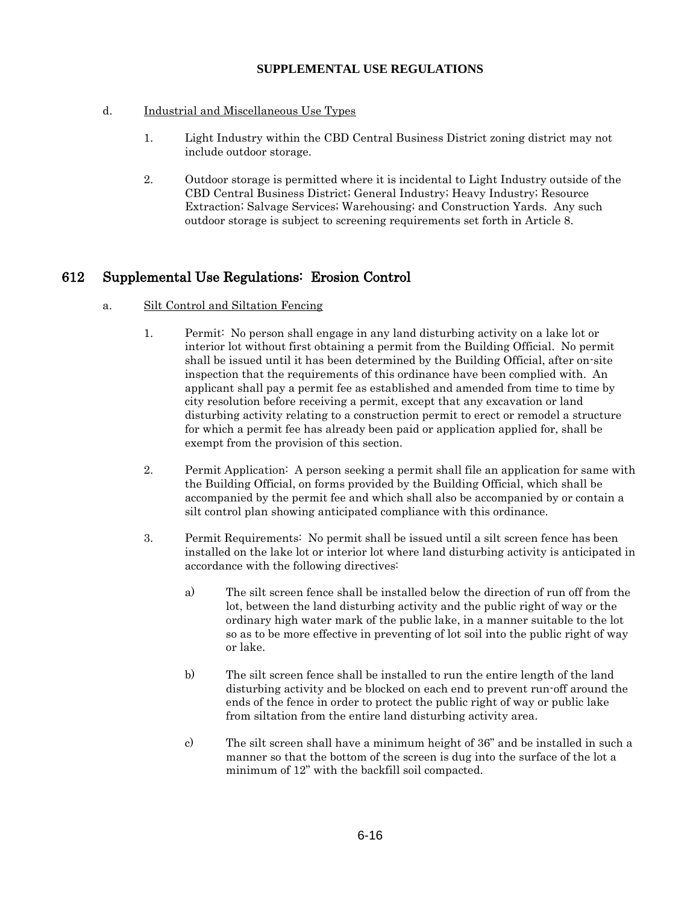**SUPPLEMENTAL USE REGULATIONS**

d. Industrial and Miscellaneous Use Types

1. Light Industry within the CBD Central Business District zoning district may not include outdoor storage.

2. Outdoor storage is permitted where it is incidental to Light Industry outside of the CBD Central Business District; General Industry; Heavy Industry; Resource Extraction; Salvage Services; Warehousing; and Construction Yards. Any such outdoor storage is subject to screening requirements set forth in Article 8.

## 612 Supplemental Use Regulations: Erosion Control

a. Silt Control and Siltation Fencing

1. Permit: No person shall engage in any land disturbing activity on a lake lot or interior lot without first obtaining a permit from the Building Official. No permit shall be issued until it has been determined by the Building Official, after on-site inspection that the requirements of this ordinance have been complied with. An applicant shall pay a permit fee as established and amended from time to time by city resolution before receiving a permit, except that any excavation or land disturbing activity relating to a construction permit to erect or remodel a structure for which a permit fee has already been paid or application applied for, shall be exempt from the provision of this section.

2. Permit Application: A person seeking a permit shall file an application for same with the Building Official, on forms provided by the Building Official, which shall be accompanied by the permit fee and which shall also be accompanied by or contain a silt control plan showing anticipated compliance with this ordinance.

3. Permit Requirements: No permit shall be issued until a silt screen fence has been installed on the lake lot or interior lot where land disturbing activity is anticipated in accordance with the following directives:

   a) The silt screen fence shall be installed below the direction of run off from the lot, between the land disturbing activity and the public right of way or the ordinary high water mark of the public lake, in a manner suitable to the lot so as to be more effective in preventing of lot soil into the public right of way or lake.

   b) The silt screen fence shall be installed to run the entire length of the land disturbing activity and be blocked on each end to prevent run-off around the ends of the fence in order to protect the public right of way or public lake from siltation from the entire land disturbing activity area.

   c) The silt screen shall have a minimum height of 36" and be installed in such a manner so that the bottom of the screen is dug into the surface of the lot a minimum of 12" with the backfill soil compacted.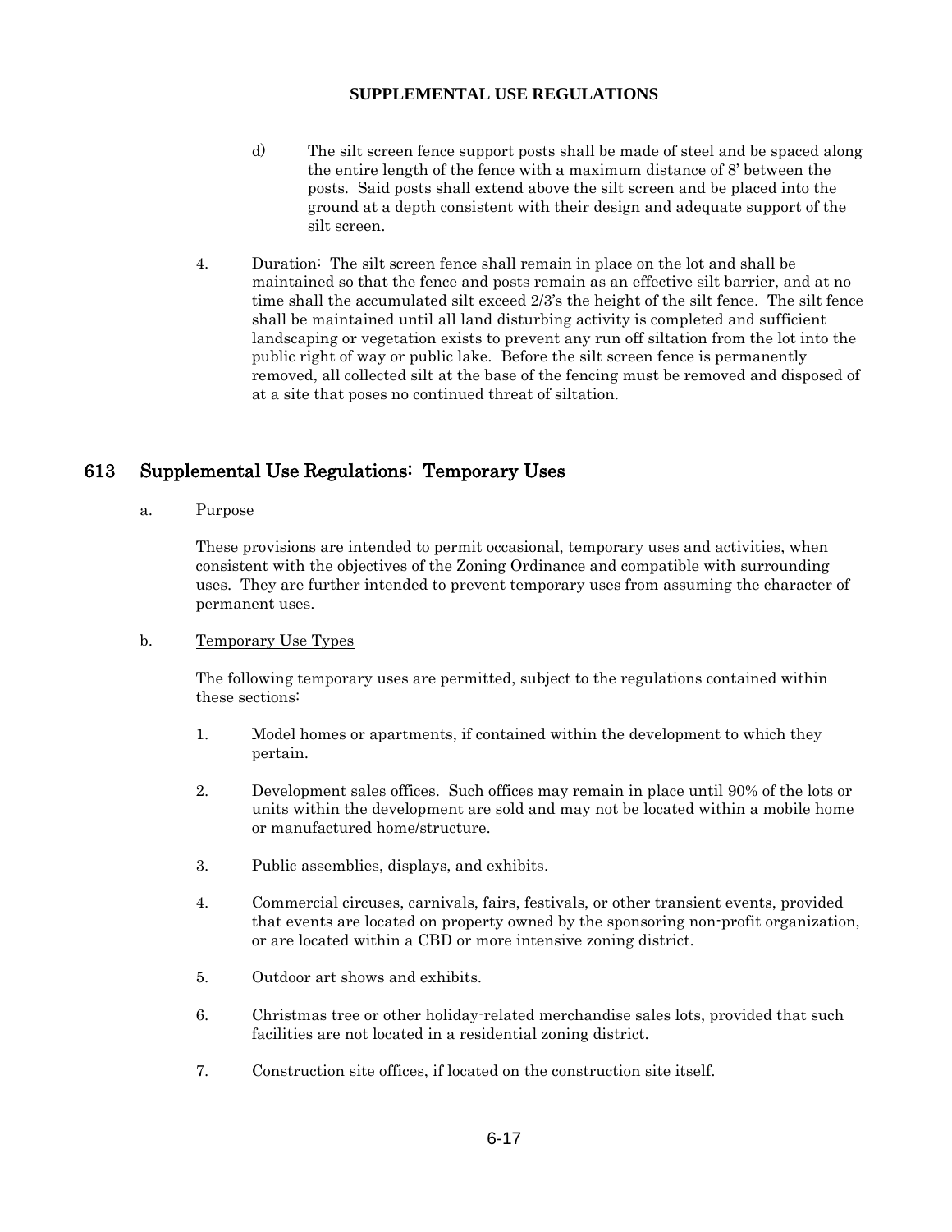d) The silt screen fence support posts shall be made of steel and be spaced along the entire length of the fence with a maximum distance of 8' between the posts. Said posts shall extend above the silt screen and be placed into the ground at a depth consistent with their design and adequate support of the silt screen.

4. Duration: The silt screen fence shall remain in place on the lot and shall be maintained so that the fence and posts remain as an effective silt barrier, and at no time shall the accumulated silt exceed 2/3's the height of the silt fence. The silt fence shall be maintained until all land disturbing activity is completed and sufficient landscaping or vegetation exists to prevent any run off siltation from the lot into the public right of way or public lake. Before the silt screen fence is permanently removed, all collected silt at the base of the fencing must be removed and disposed of at a site that poses no continued threat of siltation.

## 613 Supplemental Use Regulations: Temporary Uses

a. Purpose

These provisions are intended to permit occasional, temporary uses and activities, when consistent with the objectives of the Zoning Ordinance and compatible with surrounding uses. They are further intended to prevent temporary uses from assuming the character of permanent uses.

b. Temporary Use Types

The following temporary uses are permitted, subject to the regulations contained within these sections:

1. Model homes or apartments, if contained within the development to which they pertain.

2. Development sales offices. Such offices may remain in place until 90% of the lots or units within the development are sold and may not be located within a mobile home or manufactured home/structure.

3. Public assemblies, displays, and exhibits.

4. Commercial circuses, carnivals, fairs, festivals, or other transient events, provided that events are located on property owned by the sponsoring non-profit organization, or are located within a CBD or more intensive zoning district.

5. Outdoor art shows and exhibits.

6. Christmas tree or other holiday-related merchandise sales lots, provided that such facilities are not located in a residential zoning district.

7. Construction site offices, if located on the construction site itself.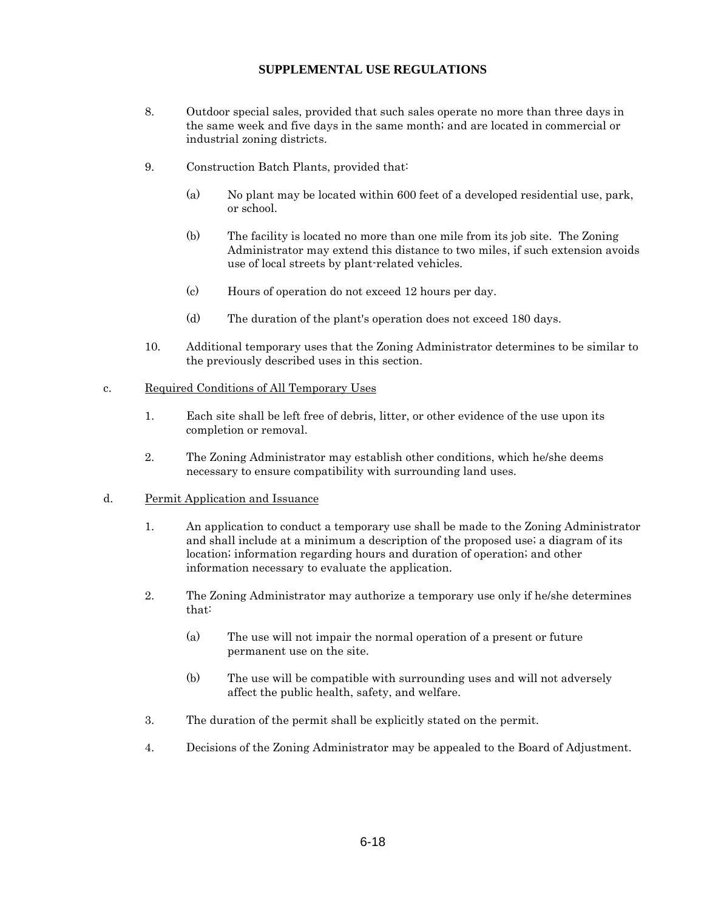8. Outdoor special sales, provided that such sales operate no more than three days in the same week and five days in the same month; and are located in commercial or industrial zoning districts.

9. Construction Batch Plants, provided that:

   (a) No plant may be located within 600 feet of a developed residential use, park, or school.

   (b) The facility is located no more than one mile from its job site. The Zoning Administrator may extend this distance to two miles, if such extension avoids use of local streets by plant-related vehicles.

   (c) Hours of operation do not exceed 12 hours per day.

   (d) The duration of the plant's operation does not exceed 180 days.

10. Additional temporary uses that the Zoning Administrator determines to be similar to the previously described uses in this section.

c. Required Conditions of All Temporary Uses

   1. Each site shall be left free of debris, litter, or other evidence of the use upon its completion or removal.

   2. The Zoning Administrator may establish other conditions, which he/she deems necessary to ensure compatibility with surrounding land uses.

d. Permit Application and Issuance

   1. An application to conduct a temporary use shall be made to the Zoning Administrator and shall include at a minimum a description of the proposed use; a diagram of its location; information regarding hours and duration of operation; and other information necessary to evaluate the application.

   2. The Zoning Administrator may authorize a temporary use only if he/she determines that:

      (a) The use will not impair the normal operation of a present or future permanent use on the site.

      (b) The use will be compatible with surrounding uses and will not adversely affect the public health, safety, and welfare.

   3. The duration of the permit shall be explicitly stated on the permit.

   4. Decisions of the Zoning Administrator may be appealed to the Board of Adjustment.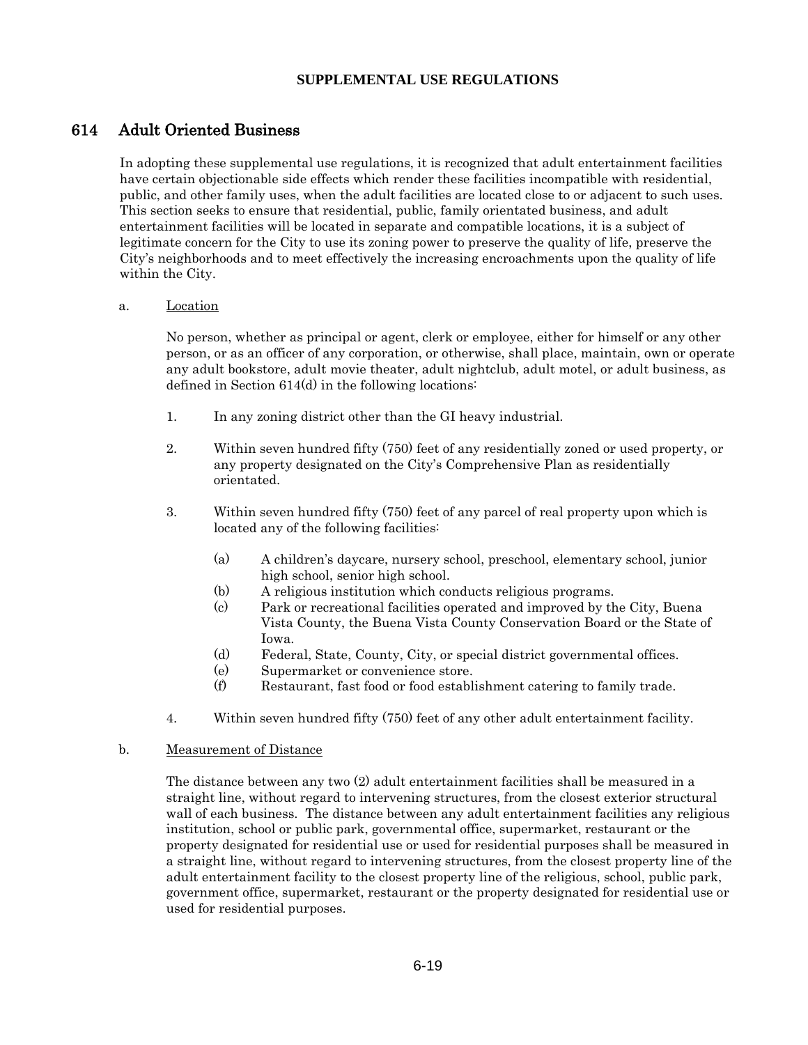**SUPPLEMENTAL USE REGULATIONS**

## 614 Adult Oriented Business

In adopting these supplemental use regulations, it is recognized that adult entertainment facilities have certain objectionable side effects which render these facilities incompatible with residential, public, and other family uses, when the adult facilities are located close to or adjacent to such uses. This section seeks to ensure that residential, public, family orientated business, and adult entertainment facilities will be located in separate and compatible locations, it is a subject of legitimate concern for the City to use its zoning power to preserve the quality of life, preserve the City's neighborhoods and to meet effectively the increasing encroachments upon the quality of life within the City.

a. Location

No person, whether as principal or agent, clerk or employee, either for himself or any other person, or as an officer of any corporation, or otherwise, shall place, maintain, own or operate any adult bookstore, adult movie theater, adult nightclub, adult motel, or adult business, as defined in Section 614(d) in the following locations:

1. In any zoning district other than the GI heavy industrial.

2. Within seven hundred fifty (750) feet of any residentially zoned or used property, or any property designated on the City's Comprehensive Plan as residentially orientated.

3. Within seven hundred fifty (750) feet of any parcel of real property upon which is located any of the following facilities:

   (a) A children's daycare, nursery school, preschool, elementary school, junior high school, senior high school.
   (b) A religious institution which conducts religious programs.
   (c) Park or recreational facilities operated and improved by the City, Buena Vista County, the Buena Vista County Conservation Board or the State of Iowa.
   (d) Federal, State, County, City, or special district governmental offices.
   (e) Supermarket or convenience store.
   (f) Restaurant, fast food or food establishment catering to family trade.

4. Within seven hundred fifty (750) feet of any other adult entertainment facility.

b. Measurement of Distance

The distance between any two (2) adult entertainment facilities shall be measured in a straight line, without regard to intervening structures, from the closest exterior structural wall of each business. The distance between any adult entertainment facilities any religious institution, school or public park, governmental office, supermarket, restaurant or the property designated for residential use or used for residential purposes shall be measured in a straight line, without regard to intervening structures, from the closest property line of the adult entertainment facility to the closest property line of the religious, school, public park, government office, supermarket, restaurant or the property designated for residential use or used for residential purposes.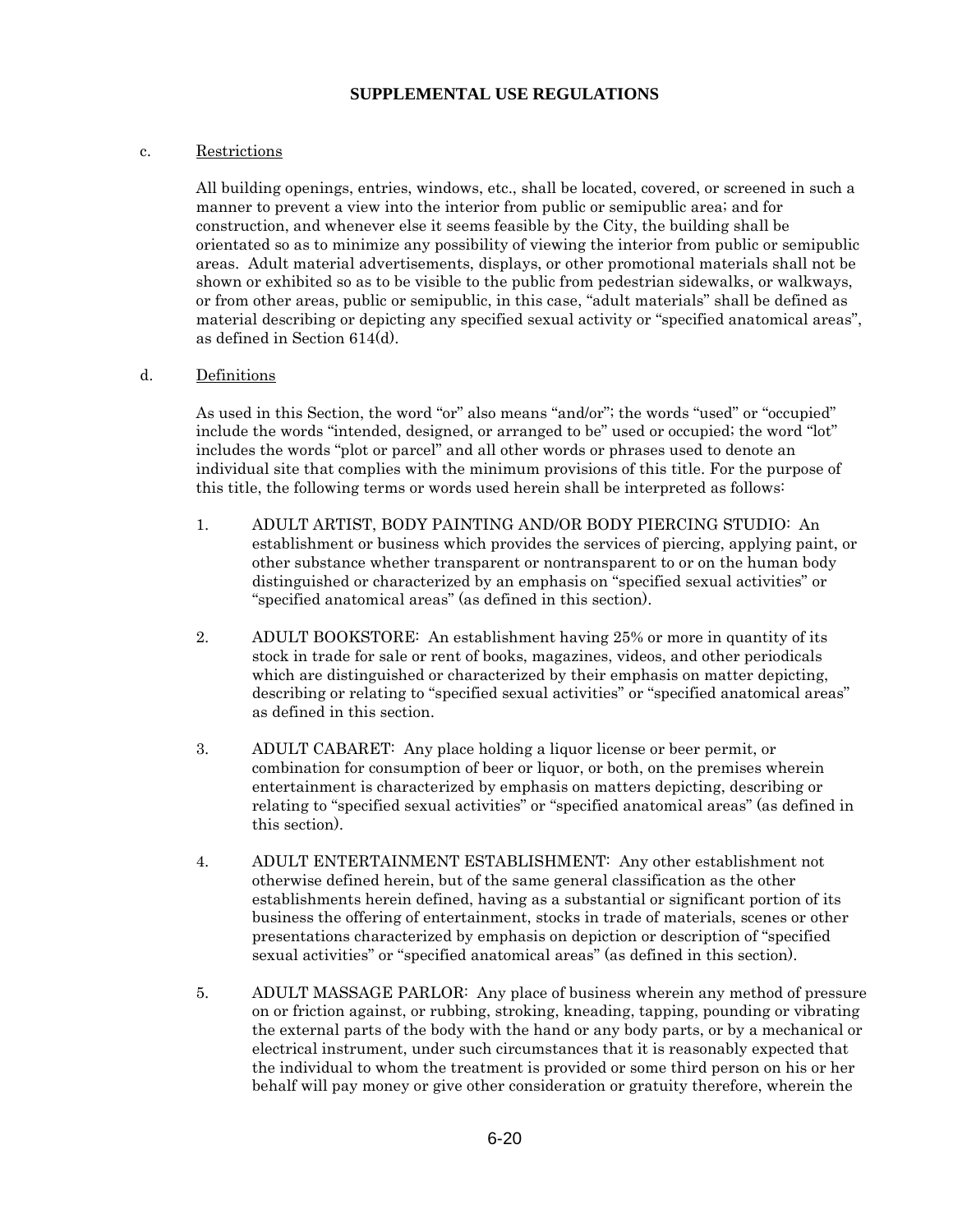## SUPPLEMENTAL USE REGULATIONS

c. Restrictions

All building openings, entries, windows, etc., shall be located, covered, or screened in such a manner to prevent a view into the interior from public or semipublic area; and for construction, and whenever else it seems feasible by the City, the building shall be orientated so as to minimize any possibility of viewing the interior from public or semipublic areas. Adult material advertisements, displays, or other promotional materials shall not be shown or exhibited so as to be visible to the public from pedestrian sidewalks, or walkways, or from other areas, public or semipublic, in this case, "adult materials" shall be defined as material describing or depicting any specified sexual activity or "specified anatomical areas", as defined in Section 614(d).

d. Definitions

As used in this Section, the word "or" also means "and/or"; the words "used" or "occupied" include the words "intended, designed, or arranged to be" used or occupied; the word "lot" includes the words "plot or parcel" and all other words or phrases used to denote an individual site that complies with the minimum provisions of this title. For the purpose of this title, the following terms or words used herein shall be interpreted as follows:

1. ADULT ARTIST, BODY PAINTING AND/OR BODY PIERCING STUDIO: An establishment or business which provides the services of piercing, applying paint, or other substance whether transparent or nontransparent to or on the human body distinguished or characterized by an emphasis on "specified sexual activities" or "specified anatomical areas" (as defined in this section).

2. ADULT BOOKSTORE: An establishment having 25% or more in quantity of its stock in trade for sale or rent of books, magazines, videos, and other periodicals which are distinguished or characterized by their emphasis on matter depicting, describing or relating to "specified sexual activities" or "specified anatomical areas" as defined in this section.

3. ADULT CABARET: Any place holding a liquor license or beer permit, or combination for consumption of beer or liquor, or both, on the premises wherein entertainment is characterized by emphasis on matters depicting, describing or relating to "specified sexual activities" or "specified anatomical areas" (as defined in this section).

4. ADULT ENTERTAINMENT ESTABLISHMENT: Any other establishment not otherwise defined herein, but of the same general classification as the other establishments herein defined, having as a substantial or significant portion of its business the offering of entertainment, stocks in trade of materials, scenes or other presentations characterized by emphasis on depiction or description of "specified sexual activities" or "specified anatomical areas" (as defined in this section).

5. ADULT MASSAGE PARLOR: Any place of business wherein any method of pressure on or friction against, or rubbing, stroking, kneading, tapping, pounding or vibrating the external parts of the body with the hand or any body parts, or by a mechanical or electrical instrument, under such circumstances that it is reasonably expected that the individual to whom the treatment is provided or some third person on his or her behalf will pay money or give other consideration or gratuity therefore, wherein the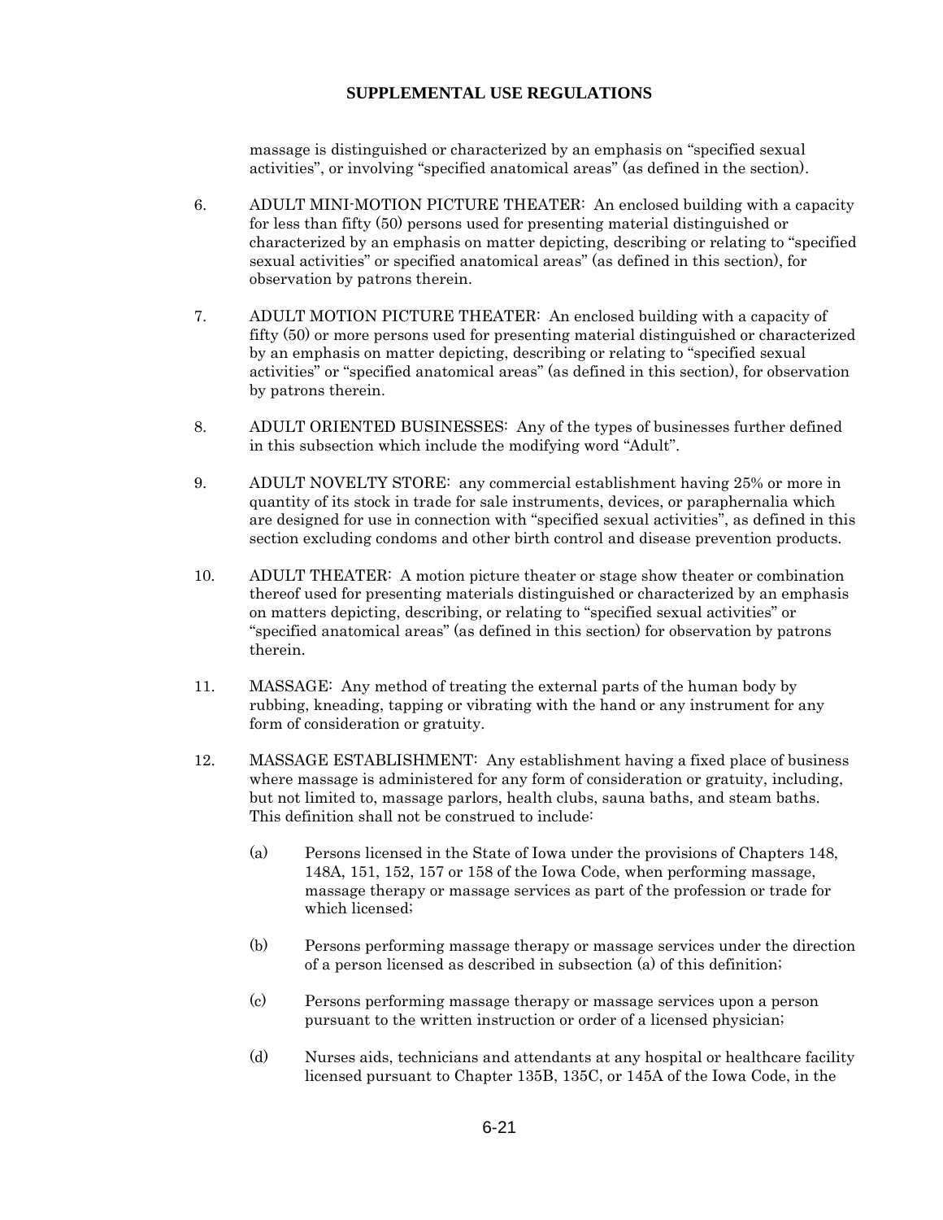massage is distinguished or characterized by an emphasis on "specified sexual activities", or involving "specified anatomical areas" (as defined in the section).

6. ADULT MINI-MOTION PICTURE THEATER: An enclosed building with a capacity for less than fifty (50) persons used for presenting material distinguished or characterized by an emphasis on matter depicting, describing or relating to "specified sexual activities" or specified anatomical areas" (as defined in this section), for observation by patrons therein.

7. ADULT MOTION PICTURE THEATER: An enclosed building with a capacity of fifty (50) or more persons used for presenting material distinguished or characterized by an emphasis on matter depicting, describing or relating to "specified sexual activities" or "specified anatomical areas" (as defined in this section), for observation by patrons therein.

8. ADULT ORIENTED BUSINESSES: Any of the types of businesses further defined in this subsection which include the modifying word "Adult".

9. ADULT NOVELTY STORE: any commercial establishment having 25% or more in quantity of its stock in trade for sale instruments, devices, or paraphernalia which are designed for use in connection with "specified sexual activities", as defined in this section excluding condoms and other birth control and disease prevention products.

10. ADULT THEATER: A motion picture theater or stage show theater or combination thereof used for presenting materials distinguished or characterized by an emphasis on matters depicting, describing, or relating to "specified sexual activities" or "specified anatomical areas" (as defined in this section) for observation by patrons therein.

11. MASSAGE: Any method of treating the external parts of the human body by rubbing, kneading, tapping or vibrating with the hand or any instrument for any form of consideration or gratuity.

12. MASSAGE ESTABLISHMENT: Any establishment having a fixed place of business where massage is administered for any form of consideration or gratuity, including, but not limited to, massage parlors, health clubs, sauna baths, and steam baths. This definition shall not be construed to include:

   (a) Persons licensed in the State of Iowa under the provisions of Chapters 148, 148A, 151, 152, 157 or 158 of the Iowa Code, when performing massage, massage therapy or massage services as part of the profession or trade for which licensed;

   (b) Persons performing massage therapy or massage services under the direction of a person licensed as described in subsection (a) of this definition;

   (c) Persons performing massage therapy or massage services upon a person pursuant to the written instruction or order of a licensed physician;

   (d) Nurses aids, technicians and attendants at any hospital or healthcare facility licensed pursuant to Chapter 135B, 135C, or 145A of the Iowa Code, in the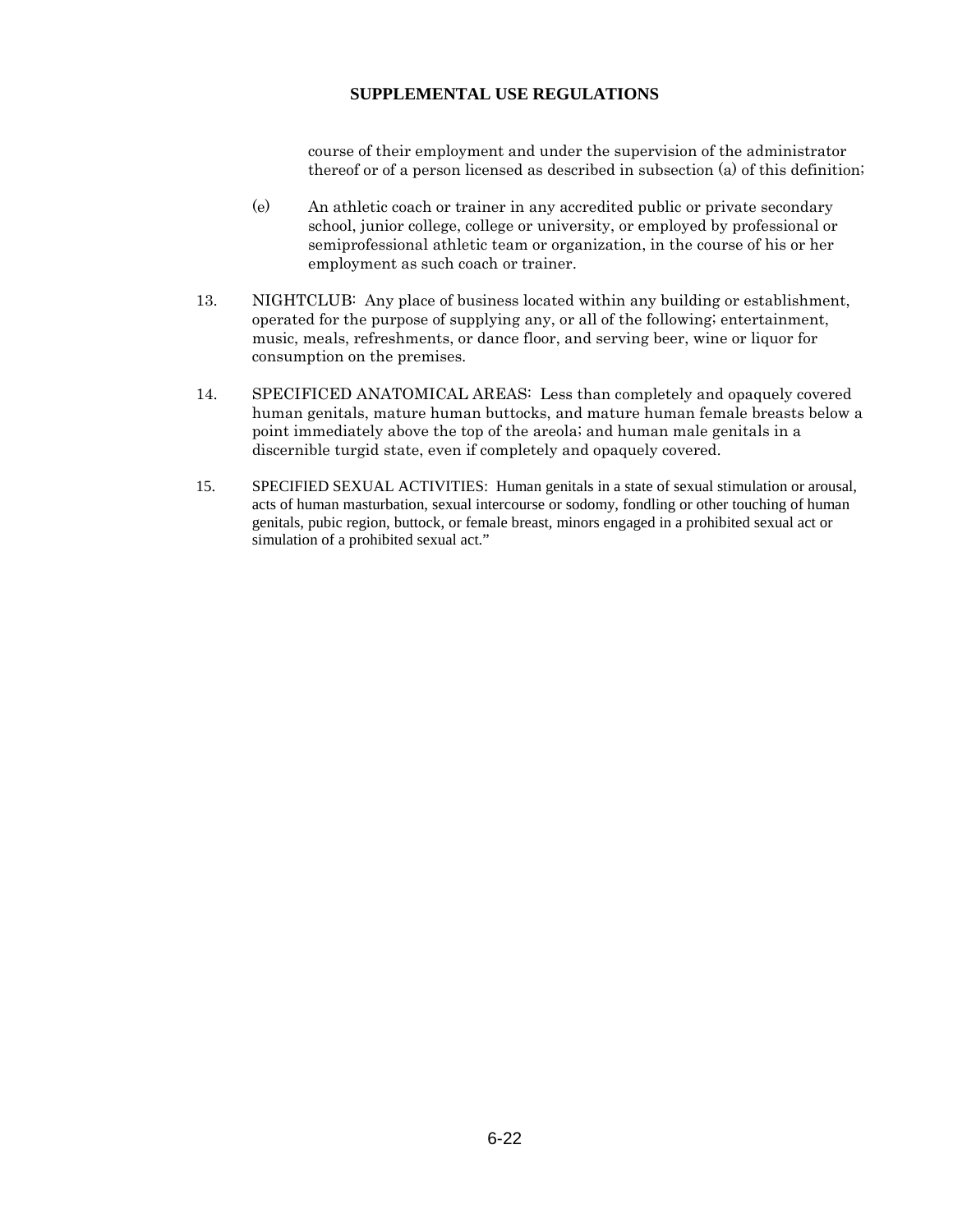course of their employment and under the supervision of the administrator thereof or of a person licensed as described in subsection (a) of this definition;

(e) An athletic coach or trainer in any accredited public or private secondary school, junior college, college or university, or employed by professional or semiprofessional athletic team or organization, in the course of his or her employment as such coach or trainer.

13. NIGHTCLUB: Any place of business located within any building or establishment, operated for the purpose of supplying any, or all of the following; entertainment, music, meals, refreshments, or dance floor, and serving beer, wine or liquor for consumption on the premises.

14. SPECIFICED ANATOMICAL AREAS: Less than completely and opaquely covered human genitals, mature human buttocks, and mature human female breasts below a point immediately above the top of the areola; and human male genitals in a discernible turgid state, even if completely and opaquely covered.

15. SPECIFIED SEXUAL ACTIVITIES: Human genitals in a state of sexual stimulation or arousal, acts of human masturbation, sexual intercourse or sodomy, fondling or other touching of human genitals, pubic region, buttock, or female breast, minors engaged in a prohibited sexual act or simulation of a prohibited sexual act."